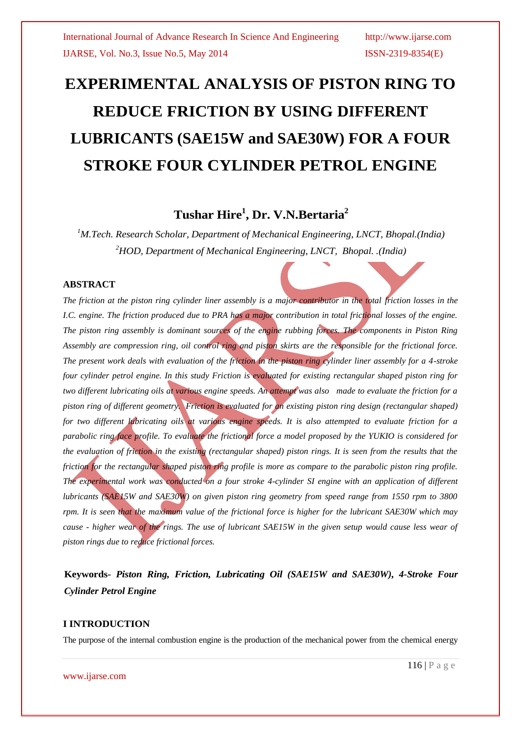# EXPERIMENTAL ANALYSIS OF PISTON RING TO REDUCE FRICTION BY USING DIFFERENT LUBRICANTS (SAE15W and SAE30W) FOR A FOUR STROKE FOUR CYLINDER PETROL ENGINE

## Tushar Hire[1], Dr. V.N.Bertaria[2]

*[1]M.Tech. Research Scholar, Department of Mechanical Engineering, LNCT, Bhopal.(India)*
*[2]HOD, Department of Mechanical Engineering, LNCT, Bhopal. .(India)*

### ABSTRACT

*The friction at the piston ring cylinder liner assembly is a major contributor in the total friction losses in the I.C. engine. The friction produced due to PRA has a major contribution in total frictional losses of the engine. The piston ring assembly is dominant sources of the engine rubbing forces. The components in Piston Ring Assembly are compression ring, oil control ring and piston skirts are the responsible for the frictional force. The present work deals with evaluation of the friction in the piston ring cylinder liner assembly for a 4-stroke four cylinder petrol engine. In this study Friction is evaluated for existing rectangular shaped piston ring for two different lubricating oils at various engine speeds. An attempt was also made to evaluate the friction for a piston ring of different geometry. Friction is evaluated for an existing piston ring design (rectangular shaped) for two different lubricating oils at various engine speeds. It is also attempted to evaluate friction for a parabolic ring face profile. To evaluate the frictional force a model proposed by the YUKIO is considered for the evaluation of friction in the existing (rectangular shaped) piston rings. It is seen from the results that the friction for the rectangular shaped piston ring profile is more as compare to the parabolic piston ring profile. The experimental work was conducted on a four stroke 4-cylinder SI engine with an application of different lubricants (SAE15W and SAE30W) on given piston ring geometry from speed range from 1550 rpm to 3800 rpm. It is seen that the maximum value of the frictional force is higher for the lubricant SAE30W which may cause - higher wear of the rings. The use of lubricant SAE15W in the given setup would cause less wear of piston rings due to reduce frictional forces.*

**Keywords-** ***Piston Ring, Friction, Lubricating Oil (SAE15W and SAE30W), 4-Stroke Four Cylinder Petrol Engine***

### I INTRODUCTION

The purpose of the internal combustion engine is the production of the mechanical power from the chemical energy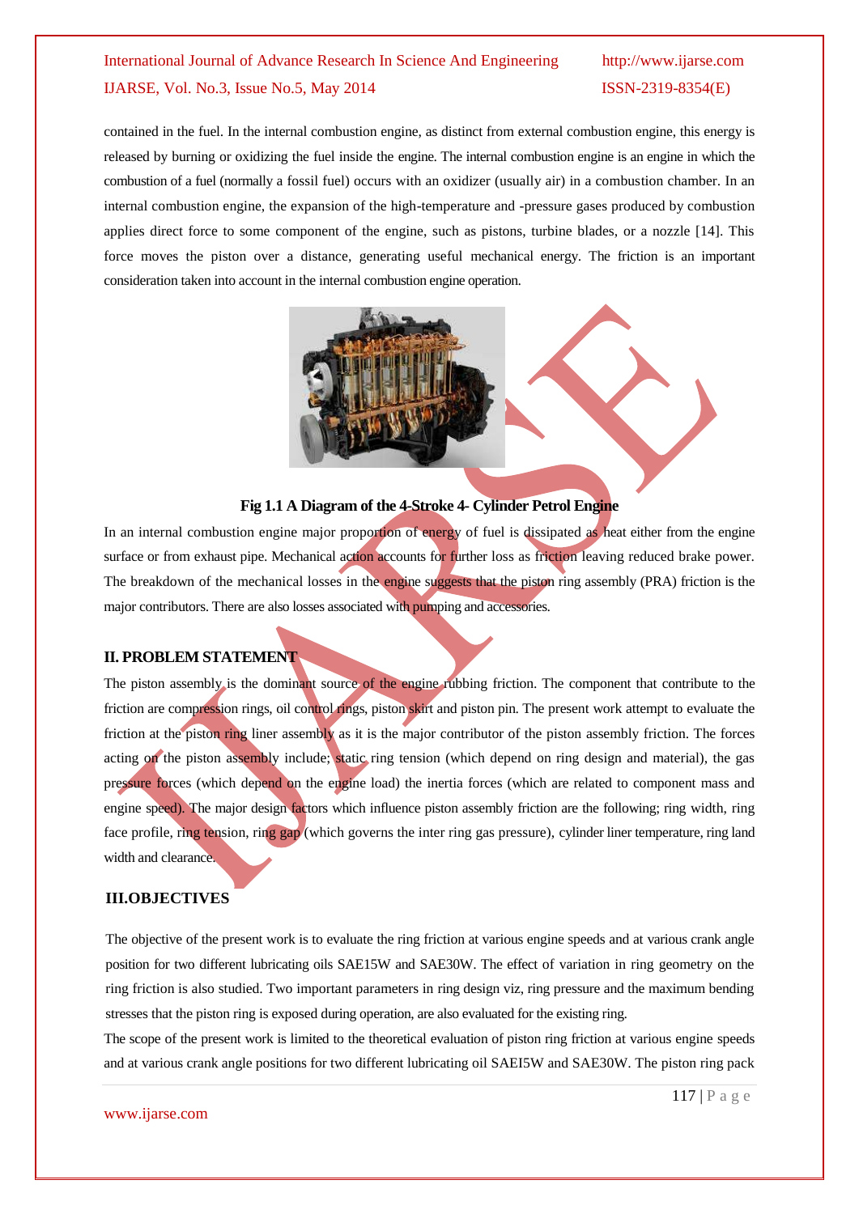contained in the fuel. In the internal combustion engine, as distinct from external combustion engine, this energy is released by burning or oxidizing the fuel inside the engine. The internal combustion engine is an engine in which the combustion of a fuel (normally a fossil fuel) occurs with an oxidizer (usually air) in a combustion chamber. In an internal combustion engine, the expansion of the high-temperature and -pressure gases produced by combustion applies direct force to some component of the engine, such as pistons, turbine blades, or a nozzle [14]. This force moves the piston over a distance, generating useful mechanical energy. The friction is an important consideration taken into account in the internal combustion engine operation.

**Fig 1.1 A Diagram of the 4-Stroke 4- Cylinder Petrol Engine**

In an internal combustion engine major proportion of energy of fuel is dissipated as heat either from the engine surface or from exhaust pipe. Mechanical action accounts for further loss as friction leaving reduced brake power. The breakdown of the mechanical losses in the engine suggests that the piston ring assembly (PRA) friction is the major contributors. There are also losses associated with pumping and accessories.

## II. PROBLEM STATEMENT

The piston assembly is the dominant source of the engine rubbing friction. The component that contribute to the friction are compression rings, oil control rings, piston skirt and piston pin. The present work attempt to evaluate the friction at the piston ring liner assembly as it is the major contributor of the piston assembly friction. The forces acting on the piston assembly include; static ring tension (which depend on ring design and material), the gas pressure forces (which depend on the engine load) the inertia forces (which are related to component mass and engine speed). The major design factors which influence piston assembly friction are the following; ring width, ring face profile, ring tension, ring gap (which governs the inter ring gas pressure), cylinder liner temperature, ring land width and clearance.

## III.OBJECTIVES

The objective of the present work is to evaluate the ring friction at various engine speeds and at various crank angle position for two different lubricating oils SAE15W and SAE30W. The effect of variation in ring geometry on the ring friction is also studied. Two important parameters in ring design viz, ring pressure and the maximum bending stresses that the piston ring is exposed during operation, are also evaluated for the existing ring.

The scope of the present work is limited to the theoretical evaluation of piston ring friction at various engine speeds and at various crank angle positions for two different lubricating oil SAEI5W and SAE30W. The piston ring pack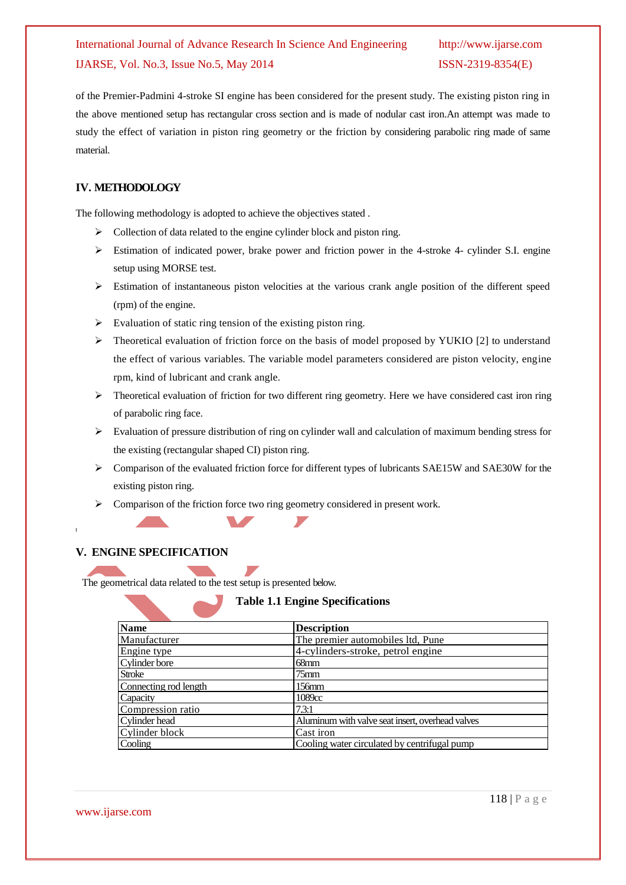of the Premier-Padmini 4-stroke SI engine has been considered for the present study. The existing piston ring in the above mentioned setup has rectangular cross section and is made of nodular cast iron.An attempt was made to study the effect of variation in piston ring geometry or the friction by considering parabolic ring made of same material.

## IV. METHODOLOGY

The following methodology is adopted to achieve the objectives stated .

- Collection of data related to the engine cylinder block and piston ring.
- Estimation of indicated power, brake power and friction power in the 4-stroke 4- cylinder S.I. engine setup using MORSE test.
- Estimation of instantaneous piston velocities at the various crank angle position of the different speed (rpm) of the engine.
- Evaluation of static ring tension of the existing piston ring.
- Theoretical evaluation of friction force on the basis of model proposed by YUKIO [2] to understand the effect of various variables. The variable model parameters considered are piston velocity, engine rpm, kind of lubricant and crank angle.
- Theoretical evaluation of friction for two different ring geometry. Here we have considered cast iron ring of parabolic ring face.
- Evaluation of pressure distribution of ring on cylinder wall and calculation of maximum bending stress for the existing (rectangular shaped CI) piston ring.
- Comparison of the evaluated friction force for different types of lubricants SAE15W and SAE30W for the existing piston ring.
- Comparison of the friction force two ring geometry considered in present work.

## V. ENGINE SPECIFICATION

The geometrical data related to the test setup is presented below.

**Table 1.1 Engine Specifications**

| Name | Description |
|---|---|
| Manufacturer | The premier automobiles ltd, Pune |
| Engine type | 4-cylinders-stroke, petrol engine |
| Cylinder bore | 68mm |
| Stroke | 75mm |
| Connecting rod length | 156mm |
| Capacity | 1089cc |
| Compression ratio | 7.3:1 |
| Cylinder head | Aluminum with valve seat insert, overhead valves |
| Cylinder block | Cast iron |
| Cooling | Cooling water circulated by centrifugal pump |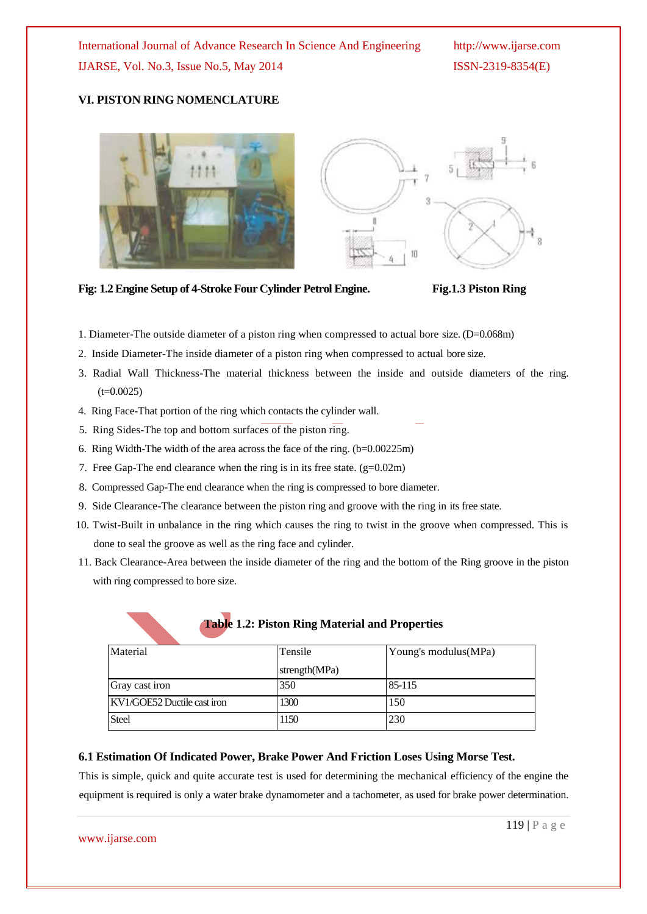## VI. PISTON RING NOMENCLATURE

**Fig: 1.2 Engine Setup of 4-Stroke Four Cylinder Petrol Engine.** **Fig.1.3 Piston Ring**

1. Diameter-The outside diameter of a piston ring when compressed to actual bore size. (D=0.068m)
2. Inside Diameter-The inside diameter of a piston ring when compressed to actual bore size.
3. Radial Wall Thickness-The material thickness between the inside and outside diameters of the ring. (t=0.0025)
4. Ring Face-That portion of the ring which contacts the cylinder wall.
5. Ring Sides-The top and bottom surfaces of the piston ring.
6. Ring Width-The width of the area across the face of the ring. (b=0.00225m)
7. Free Gap-The end clearance when the ring is in its free state. (g=0.02m)
8. Compressed Gap-The end clearance when the ring is compressed to bore diameter.
9. Side Clearance-The clearance between the piston ring and groove with the ring in its free state.
10. Twist-Built in unbalance in the ring which causes the ring to twist in the groove when compressed. This is done to seal the groove as well as the ring face and cylinder.
11. Back Clearance-Area between the inside diameter of the ring and the bottom of the Ring groove in the piston with ring compressed to bore size.

**Table 1.2: Piston Ring Material and Properties**

| Material | Tensile strength(MPa) | Young's modulus(MPa) |
|---|---|---|
| Gray cast iron | 350 | 85-115 |
| KV1/GOE52 Ductile cast iron | 1300 | 150 |
| Steel | 1150 | 230 |

### 6.1 Estimation Of Indicated Power, Brake Power And Friction Loses Using Morse Test.

This is simple, quick and quite accurate test is used for determining the mechanical efficiency of the engine the equipment is required is only a water brake dynamometer and a tachometer, as used for brake power determination.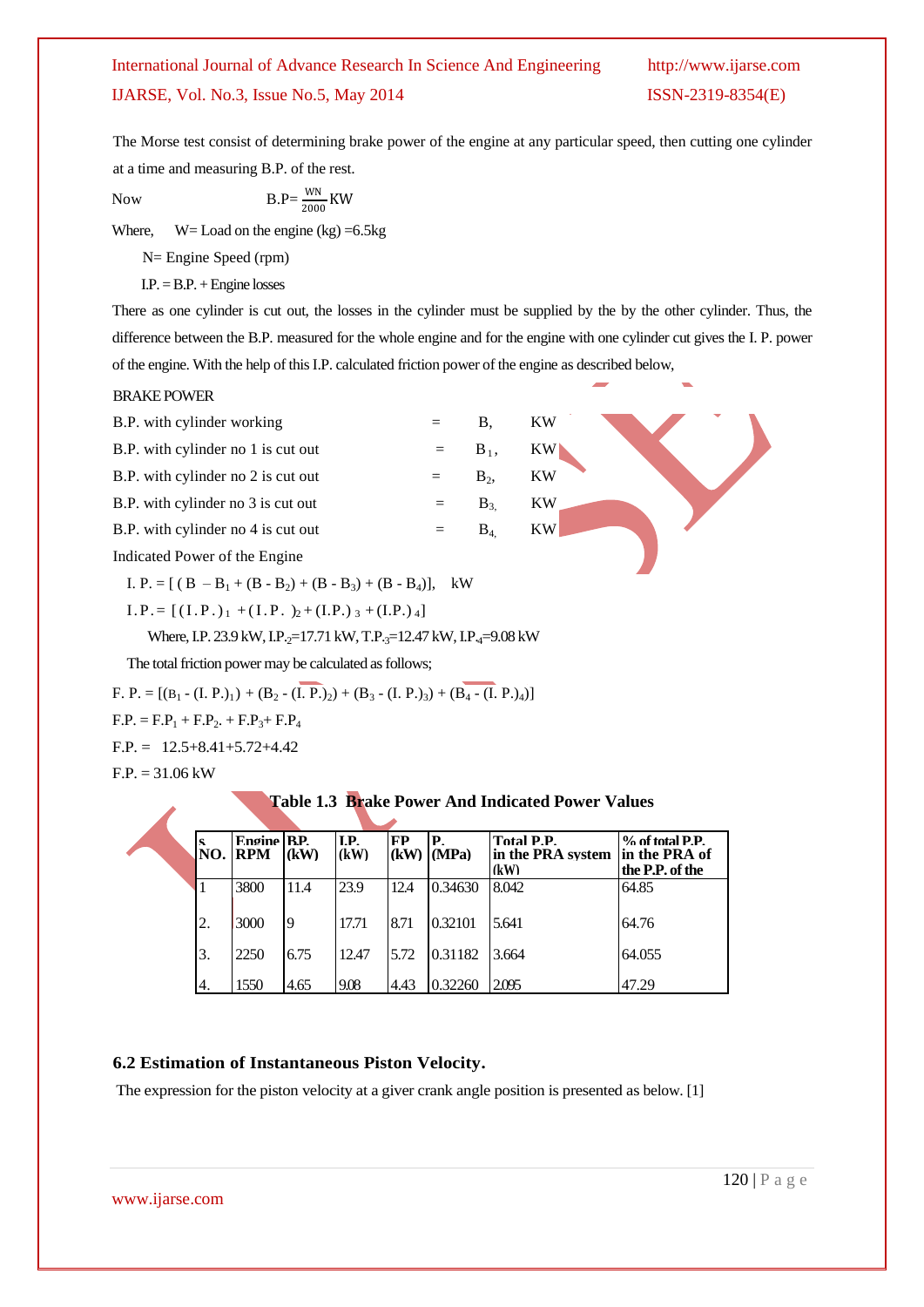The Morse test consist of determining brake power of the engine at any particular speed, then cutting one cylinder at a time and measuring B.P. of the rest.

Now $$B.P = \frac{WN}{2000} KW$$

Where, W= Load on the engine (kg) =6.5kg

N= Engine Speed (rpm)

I.P. = B.P. + Engine losses

There as one cylinder is cut out, the losses in the cylinder must be supplied by the by the other cylinder. Thus, the difference between the B.P. measured for the whole engine and for the engine with one cylinder cut gives the I. P. power of the engine. With the help of this I.P. calculated friction power of the engine as described below,

BRAKE POWER

B.P. with cylinder working = B, KW

B.P. with cylinder no 1 is cut out = $B_1$, KW

B.P. with cylinder no 2 is cut out = $B_2$, KW

B.P. with cylinder no 3 is cut out = $B_3$, KW

B.P. with cylinder no 4 is cut out = $B_4$, KW

Indicated Power of the Engine

$I.P. = [(B - B_1 + (B - B_2) + (B - B_3) + (B - B_4)]$, kW

$I.P. = [(I.P.)_1 + (I.P.)_2 + (I.P.)_3 + (I.P.)_4]$

Where, I.P. 23.9 kW, $I.P._2$=17.71 kW, $T.P._3$=12.47 kW, $I.P._4$=9.08 kW

The total friction power may be calculated as follows;

$F.P. = [(B_1 - (I.P.)_1) + (B_2 - (I.P.)_2) + (B_3 - (I.P.)_3) + (B_4 - (I.P.)_4)]$

$F.P. = F.P_1 + F.P_2 + F.P_3 + F.P_4$

F.P. = 12.5+8.41+5.72+4.42

F.P. = 31.06 kW

**Table 1.3 Brake Power And Indicated Power Values**

| S. NO. | Engine RPM | BP (kW) | I.P. (kW) | FP (kW) | P. (MPa) | Total P.P. in the PRA system (kW) | % of total P.P. in the PRA of the P.P. of the |
|---|---|---|---|---|---|---|---|
| 1 | 3800 | 11.4 | 23.9 | 12.4 | 0.34630 | 8.042 | 64.85 |
| 2. | 3000 | 9 | 17.71 | 8.71 | 0.32101 | 5.641 | 64.76 |
| 3. | 2250 | 6.75 | 12.47 | 5.72 | 0.31182 | 3.664 | 64.055 |
| 4. | 1550 | 4.65 | 9.08 | 4.43 | 0.32260 | 2.095 | 47.29 |

## 6.2 Estimation of Instantaneous Piston Velocity.

The expression for the piston velocity at a giver crank angle position is presented as below. [1]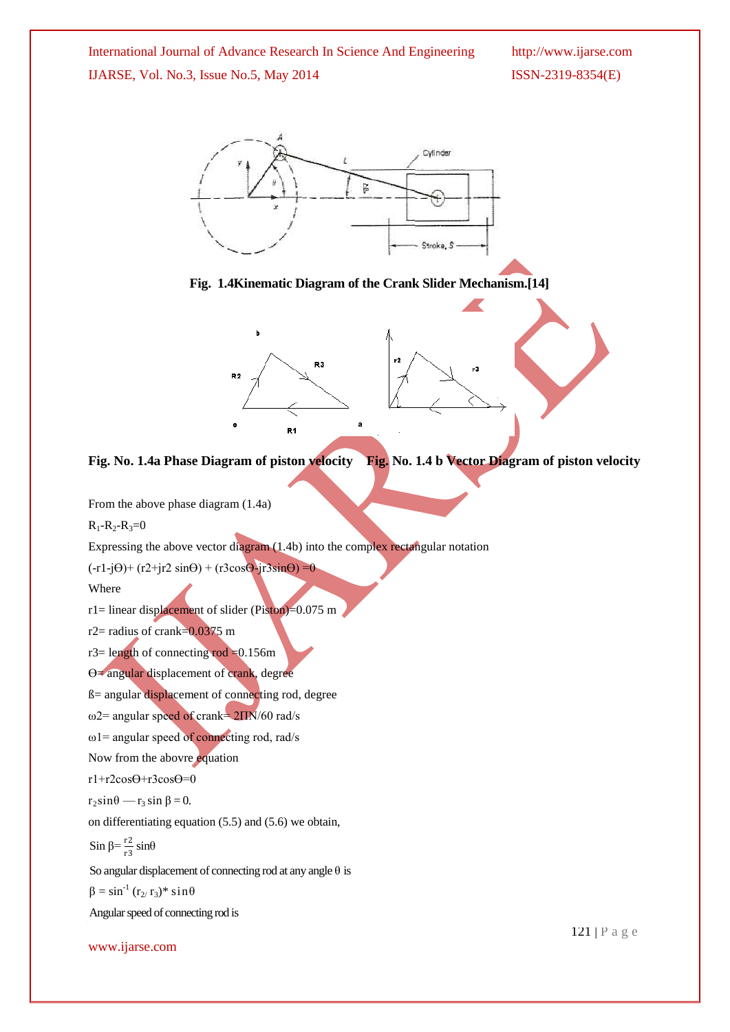**Fig. 1.4Kinematic Diagram of the Crank Slider Mechanism.[14]**

**Fig. No. 1.4a Phase Diagram of piston velocity Fig. No. 1.4 b Vector Diagram of piston velocity**

From the above phase diagram (1.4a)

$R_1$-$R_2$-$R_3$=0

Expressing the above vector diagram (1.4b) into the complex rectangular notation

(-r1-jϴ)+ (r2+jr2 sinϴ) + (r3cosϴ-jr3sinϴ) =0

Where

r1= linear displacement of slider (Piston)=0.075 m

r2= radius of crank=0.0375 m

r3= length of connecting rod =0.156m

ϴ= angular displacement of crank, degree

ß= angular displacement of connecting rod, degree

ω2= angular speed of crank= 2ΠN/60 rad/s

ω1= angular speed of connecting rod, rad/s

Now from the abovre equation

r1+r2cosϴ+r3cosϴ=0

$r_2\sin\theta - r_3 \sin \beta = 0.$

on differentiating equation (5.5) and (5.6) we obtain,

$\sin \beta = \frac{r2}{r3} \sin\theta$

So angular displacement of connecting rod at any angle θ is

$\beta = \sin^{-1} (r_2/ r_3) * \sin\theta$

Angular speed of connecting rod is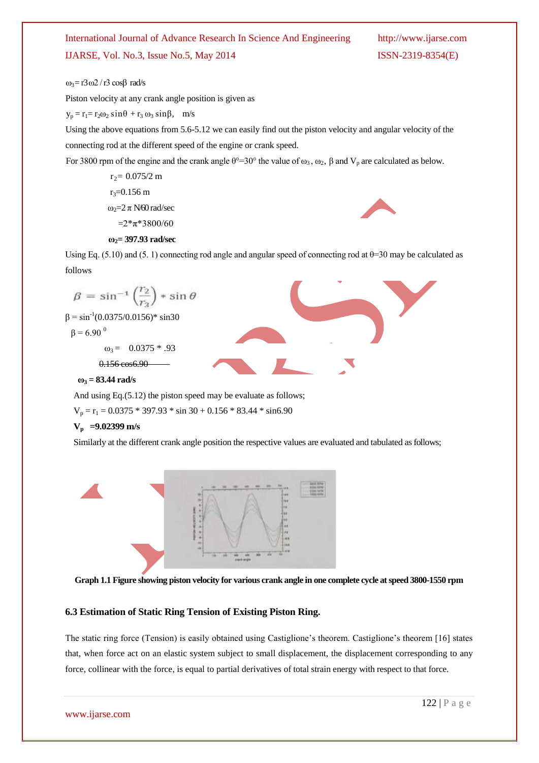$\omega_3 = r3\,\omega2 / r3 \cos\beta$ rad/s

Piston velocity at any crank angle position is given as

$y_p = r_1 = r_2\omega_2 \sin\theta + r_3\,\omega_3 \sin\beta$, m/s

Using the above equations from 5.6-5.12 we can easily find out the piston velocity and angular velocity of the connecting rod at the different speed of the engine or crank speed.

For 3800 rpm of the engine and the crank angle $\theta° = 30°$ the value of $\omega_3$, $\omega_2$, $\beta$ and $V_p$ are calculated as below.

$r_2 = 0.075/2$ m

$r_3 = 0.156$ m

$\omega_2 = 2\,\pi\,N/60$ rad/sec

$= 2*\pi*3800/60$

**$\omega_2 = 397.93$ rad/sec**

Using Eq. (5.10) and (5. 1) connecting rod angle and angular speed of connecting rod at $\theta=30$ may be calculated as follows

$$\beta = \sin^{-1}\left(\frac{r_2}{r_3}\right) * \sin\theta$$

$\beta = \sin^{-1}(0.0375/0.0156) * \sin 30$

$\beta = 6.90^0$

$$\omega_3 = \frac{0.0375 * .93}{0.156 \cos 6.90}$$

**$\omega_3 = 83.44$ rad/s**

And using Eq.(5.12) the piston speed may be evaluate as follows;

$V_p = r_1 = 0.0375 * 397.93 * \sin 30 + 0.156 * 83.44 * \sin 6.90$

**$V_p$ =9.02399 m/s**

Similarly at the different crank angle position the respective values are evaluated and tabulated as follows;

**Graph 1.1 Figure showing piston velocity for various crank angle in one complete cycle at speed 3800-1550 rpm**

### 6.3 Estimation of Static Ring Tension of Existing Piston Ring.

The static ring force (Tension) is easily obtained using Castiglione's theorem. Castiglione's theorem [16] states that, when force act on an elastic system subject to small displacement, the displacement corresponding to any force, collinear with the force, is equal to partial derivatives of total strain energy with respect to that force.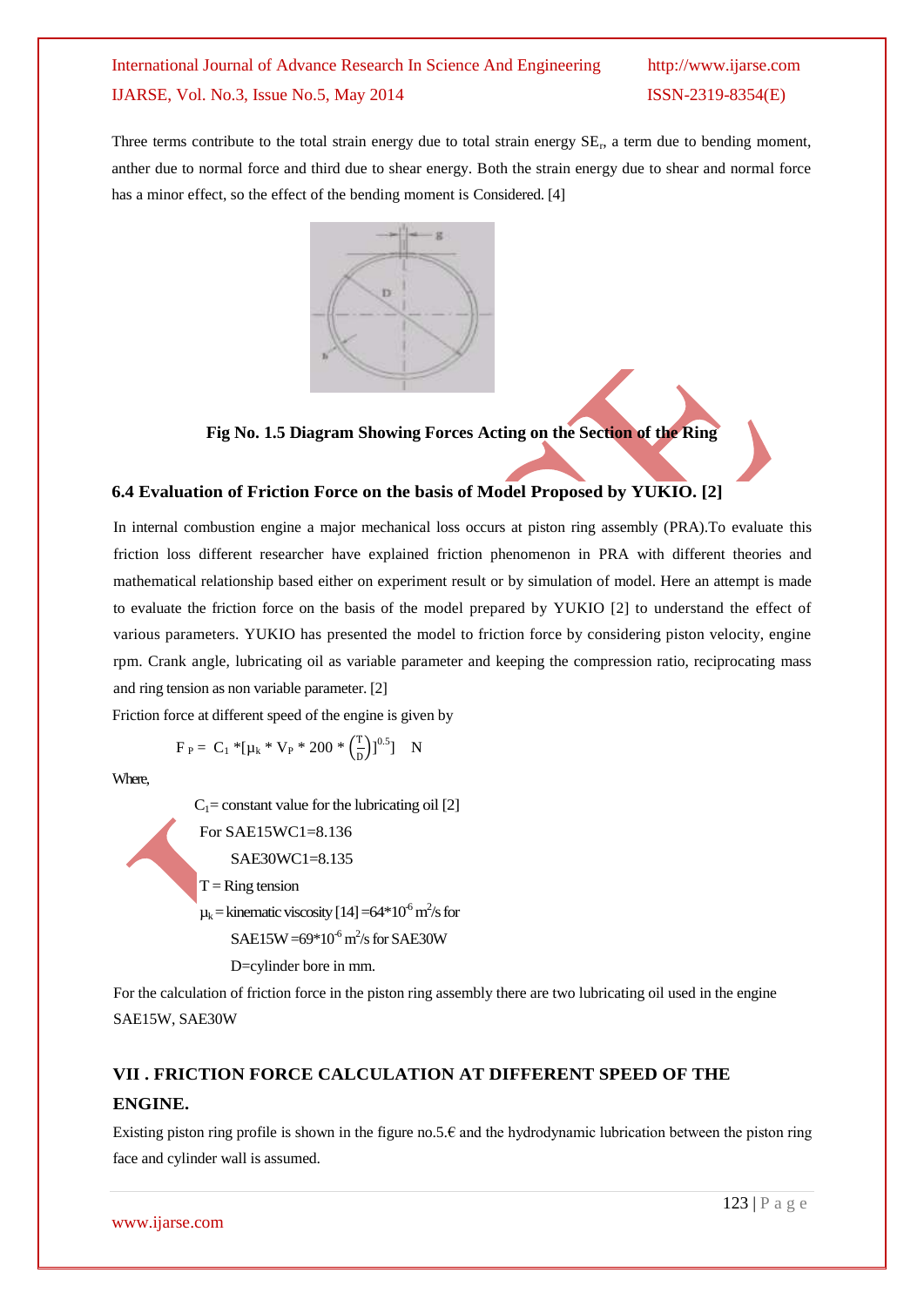Three terms contribute to the total strain energy due to total strain energy $SE_r$, a term due to bending moment, anther due to normal force and third due to shear energy. Both the strain energy due to shear and normal force has a minor effect, so the effect of the bending moment is Considered. [4]

**Fig No. 1.5 Diagram Showing Forces Acting on the Section of the Ring**

### 6.4 Evaluation of Friction Force on the basis of Model Proposed by YUKIO. [2]

In internal combustion engine a major mechanical loss occurs at piston ring assembly (PRA).To evaluate this friction loss different researcher have explained friction phenomenon in PRA with different theories and mathematical relationship based either on experiment result or by simulation of model. Here an attempt is made to evaluate the friction force on the basis of the model prepared by YUKIO [2] to understand the effect of various parameters. YUKIO has presented the model to friction force by considering piston velocity, engine rpm. Crank angle, lubricating oil as variable parameter and keeping the compression ratio, reciprocating mass and ring tension as non variable parameter. [2]

Friction force at different speed of the engine is given by

$$F_P = C_1 *[\mu_k * V_P * 200 * \left(\frac{T}{D}\right)]^{0.5}] \quad N$$

Where,

$C_1$= constant value for the lubricating oil [2]

For SAE15WC1=8.136

SAE30WC1=8.135

T = Ring tension

$\mu_k$ = kinematic viscosity [14] =$64*10^{-6}$ $m^2/s$ for

SAE15W =$69*10^{-6}$ $m^2/s$ for SAE30W

D=cylinder bore in mm.

For the calculation of friction force in the piston ring assembly there are two lubricating oil used in the engine SAE15W, SAE30W

## VII . FRICTION FORCE CALCULATION AT DIFFERENT SPEED OF THE ENGINE.

Existing piston ring profile is shown in the figure no.5.€ and the hydrodynamic lubrication between the piston ring face and cylinder wall is assumed.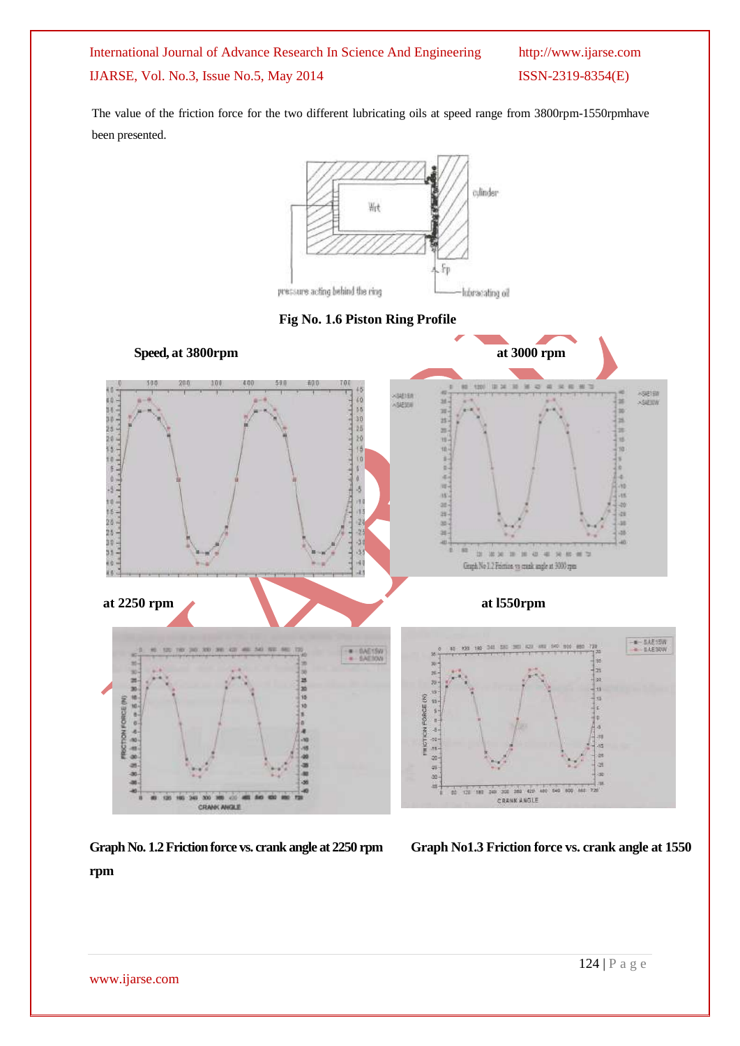The value of the friction force for the two different lubricating oils at speed range from 3800rpm-1550rpmhave been presented.

**Fig No. 1.6 Piston Ring Profile**

**Speed, at 3800rpm**

**at 3000 rpm**

**at 2250 rpm**

**at l550rpm**

**Graph No. 1.2 Friction force vs. crank angle at 2250 rpm**

**Graph No1.3 Friction force vs. crank angle at 1550 rpm**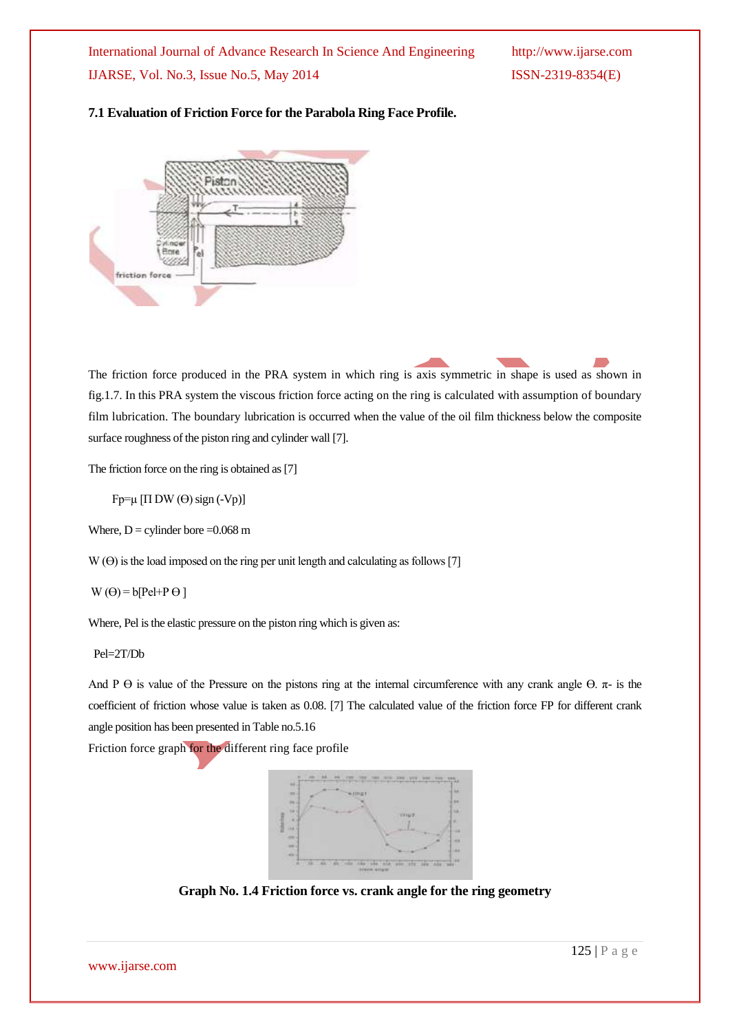### 7.1 Evaluation of Friction Force for the Parabola Ring Face Profile.

The friction force produced in the PRA system in which ring is axis symmetric in shape is used as shown in fig.1.7. In this PRA system the viscous friction force acting on the ring is calculated with assumption of boundary film lubrication. The boundary lubrication is occurred when the value of the oil film thickness below the composite surface roughness of the piston ring and cylinder wall [7].

The friction force on the ring is obtained as [7]

$$F_p = \mu [\Pi D W(\Theta) \operatorname{sign}(-V_p)]$$

Where, D = cylinder bore =0.068 m

W (Θ) is the load imposed on the ring per unit length and calculating as follows [7]

$$W(\Theta) = b[P_{el} + P_{\Theta}]$$

Where, Pel is the elastic pressure on the piston ring which is given as:

$$P_{el} = 2T/Db$$

And P Θ is value of the Pressure on the pistons ring at the internal circumference with any crank angle Θ. π- is the coefficient of friction whose value is taken as 0.08. [7] The calculated value of the friction force FP for different crank angle position has been presented in Table no.5.16

Friction force graph for the different ring face profile

**Graph No. 1.4 Friction force vs. crank angle for the ring geometry**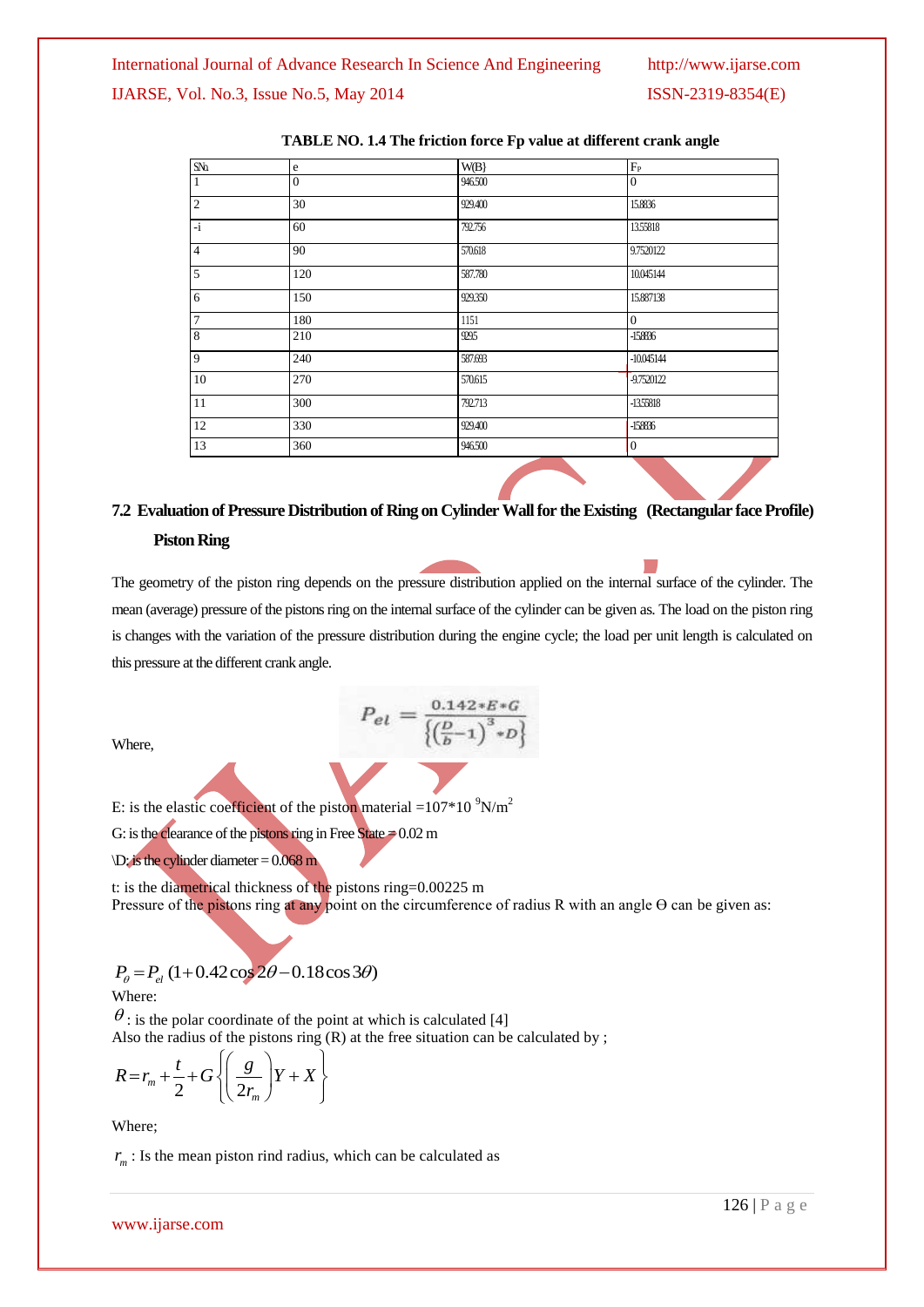**TABLE NO. 1.4 The friction force Fp value at different crank angle**

| SNo | e | W(B) | Fp |
|---|---|---|---|
| 1 | 0 | 946.500 | 0 |
| 2 | 30 | 929.400 | 15.8836 |
| -i | 60 | 792.756 | 13.55818 |
| 4 | 90 | 570.618 | 9.7520122 |
| 5 | 120 | 587.780 | 10.045144 |
| 6 | 150 | 929.350 | 15.887138 |
| 7 | 180 | 1151 | 0 |
| 8 | 210 | 929.5 | -15.8836 |
| 9 | 240 | 587.693 | -10.045144 |
| 10 | 270 | 570.615 | -9.7520122 |
| 11 | 300 | 792.713 | -13.55818 |
| 12 | 330 | 929.400 | -15.8836 |
| 13 | 360 | 946.500 | 0 |

## 7.2 Evaluation of Pressure Distribution of Ring on Cylinder Wall for the Existing (Rectangular face Profile) Piston Ring

The geometry of the piston ring depends on the pressure distribution applied on the internal surface of the cylinder. The mean (average) pressure of the pistons ring on the internal surface of the cylinder can be given as. The load on the piston ring is changes with the variation of the pressure distribution during the engine cycle; the load per unit length is calculated on this pressure at the different crank angle.

$$P_{el} = \frac{0.142 * E * G}{\left\{\left(\frac{D}{b} - 1\right)^3 * D\right\}}$$

Where,

E: is the elastic coefficient of the piston material =107*10 $^9$N/m$^2$

G: is the clearance of the pistons ring in Free State = 0.02 m

\D: is the cylinder diameter = 0.068 m

t: is the diametrical thickness of the pistons ring=0.00225 m

Pressure of the pistons ring at any point on the circumference of radius R with an angle Θ can be given as:

$$P_{\theta} = P_{el}\,(1 + 0.42\cos 2\theta - 0.18\cos 3\theta)$$

Where:

$\theta$ : is the polar coordinate of the point at which is calculated [4]

Also the radius of the pistons ring (R) at the free situation can be calculated by ;

$$R = r_m + \frac{t}{2} + G\left\{\left(\frac{g}{2r_m}\right)Y + X\right\}$$

Where;

$r_m$ : Is the mean piston rind radius, which can be calculated as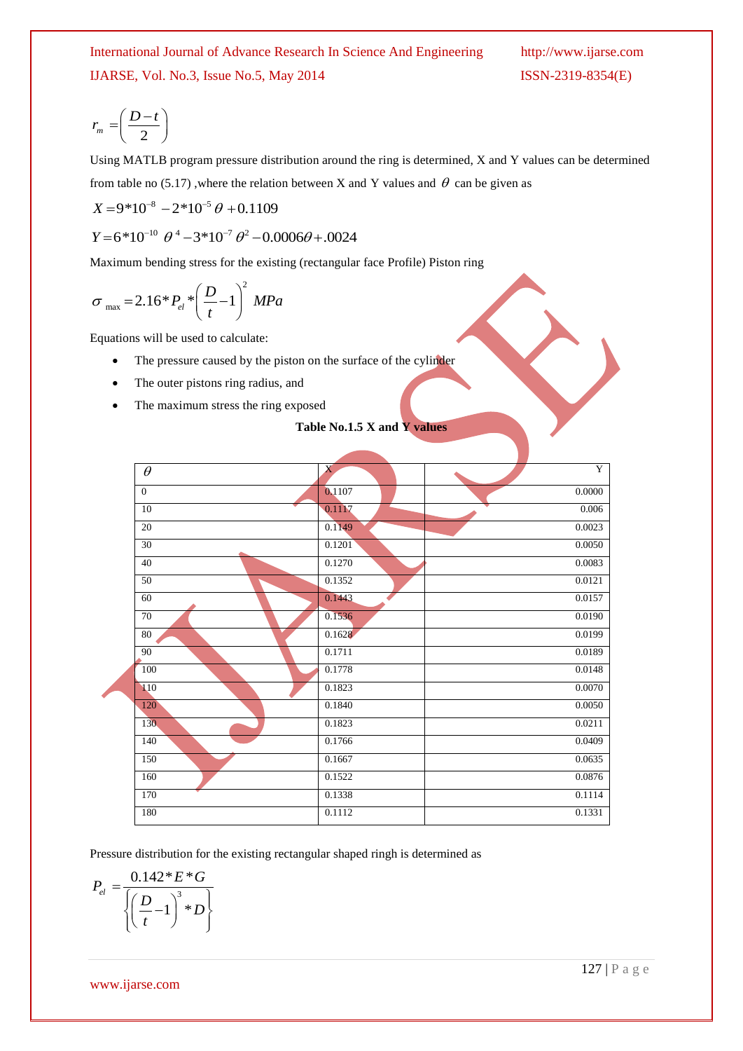$$r_m = \left(\frac{D-t}{2}\right)$$

Using MATLB program pressure distribution around the ring is determined, X and Y values can be determined from table no (5.17) ,where the relation between X and Y values and $\theta$ can be given as

$$X = 9*10^{-8} - 2*10^{-5}\theta + 0.1109$$

$$Y = 6*10^{-10}\ \theta^4 - 3*10^{-7}\theta^2 - 0.0006\theta + .0024$$

Maximum bending stress for the existing (rectangular face Profile) Piston ring

$$\sigma_{\max} = 2.16 * P_{el} * \left(\frac{D}{t} - 1\right)^2\ MPa$$

Equations will be used to calculate:

- The pressure caused by the piston on the surface of the cylinder
- The outer pistons ring radius, and
- The maximum stress the ring exposed

**Table No.1.5 X and Y values**

| $\theta$ | X | Y |
|---|---|---|
| 0 | 0.1107 | 0.0000 |
| 10 | 0.1117 | 0.006 |
| 20 | 0.1149 | 0.0023 |
| 30 | 0.1201 | 0.0050 |
| 40 | 0.1270 | 0.0083 |
| 50 | 0.1352 | 0.0121 |
| 60 | 0.1443 | 0.0157 |
| 70 | 0.1536 | 0.0190 |
| 80 | 0.1628 | 0.0199 |
| 90 | 0.1711 | 0.0189 |
| 100 | 0.1778 | 0.0148 |
| 110 | 0.1823 | 0.0070 |
| 120 | 0.1840 | 0.0050 |
| 130 | 0.1823 | 0.0211 |
| 140 | 0.1766 | 0.0409 |
| 150 | 0.1667 | 0.0635 |
| 160 | 0.1522 | 0.0876 |
| 170 | 0.1338 | 0.1114 |
| 180 | 0.1112 | 0.1331 |

Pressure distribution for the existing rectangular shaped ringh is determined as

$$P_{el} = \frac{0.142 * E * G}{\left\{\left(\frac{D}{t} - 1\right)^3 * D\right\}}$$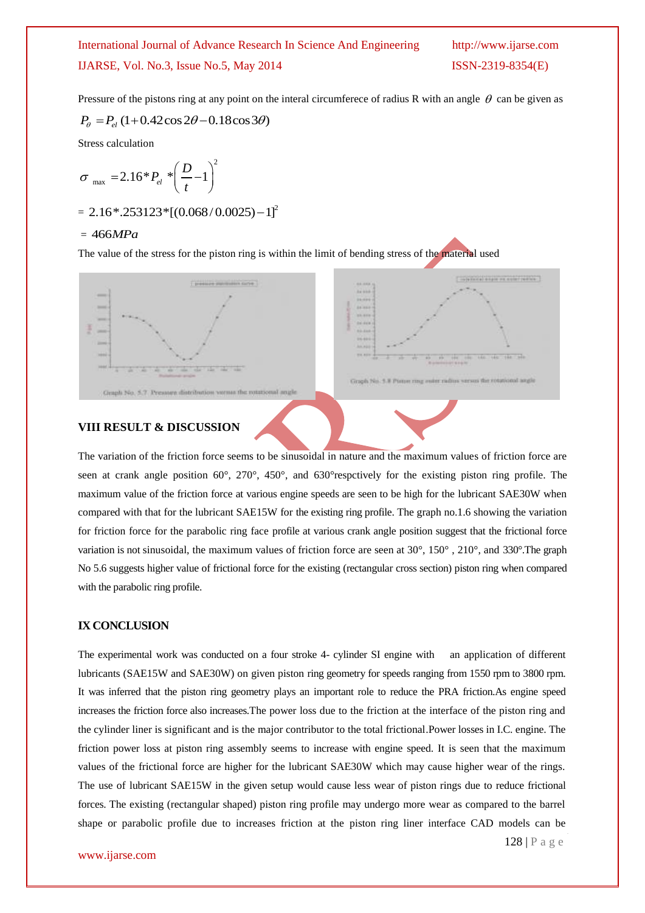Pressure of the pistons ring at any point on the interal circumferece of radius R with an angle $\theta$ can be given as

$$P_\theta = P_{el}\,(1 + 0.42\cos 2\theta - 0.18\cos 3\theta)$$

Stress calculation

$$\sigma_{\max} = 2.16 * P_{el} * \left(\frac{D}{t} - 1\right)^2$$

$$= 2.16 * .253123 * [(0.068/0.0025) - 1]^2$$

$$= 466 MPa$$

The value of the stress for the piston ring is within the limit of bending stress of the material used

Graph No. 5.7 Pressure distribution versus the rotational angle

Graph No. 5.8 Piston ring outer radius versus the rotational angle

## VIII RESULT & DISCUSSION

The variation of the friction force seems to be sinusoidal in nature and the maximum values of friction force are seen at crank angle position 60°, 270°, 450°, and 630°respctively for the existing piston ring profile. The maximum value of the friction force at various engine speeds are seen to be high for the lubricant SAE30W when compared with that for the lubricant SAE15W for the existing ring profile. The graph no.1.6 showing the variation for friction force for the parabolic ring face profile at various crank angle position suggest that the frictional force variation is not sinusoidal, the maximum values of friction force are seen at 30°, 150° , 210°, and 330°.The graph No 5.6 suggests higher value of frictional force for the existing (rectangular cross section) piston ring when compared with the parabolic ring profile.

## IX CONCLUSION

The experimental work was conducted on a four stroke 4- cylinder SI engine with an application of different lubricants (SAE15W and SAE30W) on given piston ring geometry for speeds ranging from 1550 rpm to 3800 rpm. It was inferred that the piston ring geometry plays an important role to reduce the PRA friction.As engine speed increases the friction force also increases.The power loss due to the friction at the interface of the piston ring and the cylinder liner is significant and is the major contributor to the total frictional.Power losses in I.C. engine. The friction power loss at piston ring assembly seems to increase with engine speed. It is seen that the maximum values of the frictional force are higher for the lubricant SAE30W which may cause higher wear of the rings. The use of lubricant SAE15W in the given setup would cause less wear of piston rings due to reduce frictional forces. The existing (rectangular shaped) piston ring profile may undergo more wear as compared to the barrel shape or parabolic profile due to increases friction at the piston ring liner interface CAD models can be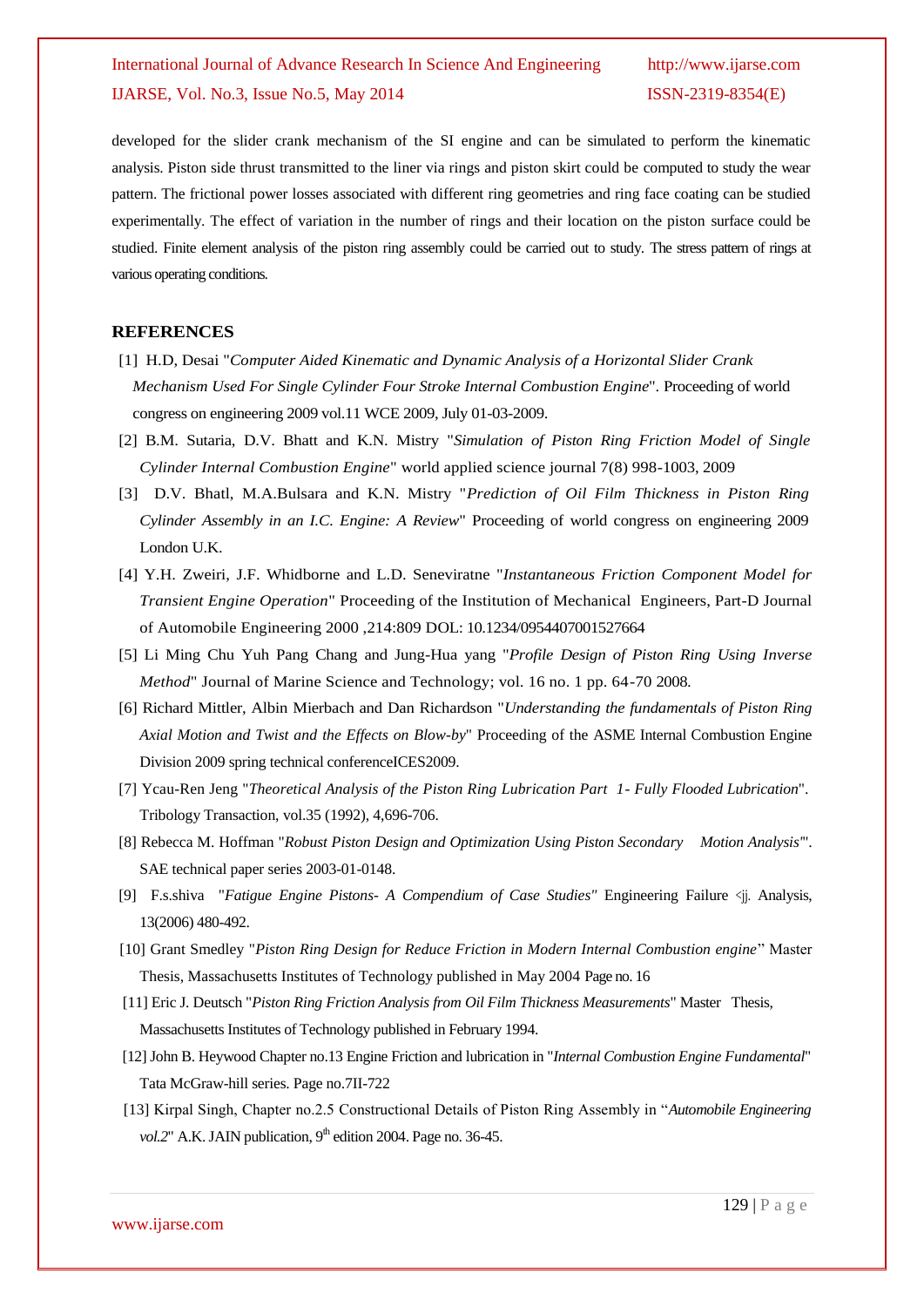developed for the slider crank mechanism of the SI engine and can be simulated to perform the kinematic analysis. Piston side thrust transmitted to the liner via rings and piston skirt could be computed to study the wear pattern. The frictional power losses associated with different ring geometries and ring face coating can be studied experimentally. The effect of variation in the number of rings and their location on the piston surface could be studied. Finite element analysis of the piston ring assembly could be carried out to study. The stress pattern of rings at various operating conditions.

## REFERENCES

[1] H.D, Desai "*Computer Aided Kinematic and Dynamic Analysis of a Horizontal Slider Crank Mechanism Used For Single Cylinder Four Stroke Internal Combustion Engine*". Proceeding of world congress on engineering 2009 vol.11 WCE 2009, July 01-03-2009.

[2] B.M. Sutaria, D.V. Bhatt and K.N. Mistry "*Simulation of Piston Ring Friction Model of Single Cylinder Internal Combustion Engine*" world applied science journal 7(8) 998-1003, 2009

[3] D.V. Bhatl, M.A.Bulsara and K.N. Mistry "*Prediction of Oil Film Thickness in Piston Ring Cylinder Assembly in an I.C. Engine: A Review*" Proceeding of world congress on engineering 2009 London U.K.

[4] Y.H. Zweiri, J.F. Whidborne and L.D. Seneviratne "*Instantaneous Friction Component Model for Transient Engine Operation*" Proceeding of the Institution of Mechanical Engineers, Part-D Journal of Automobile Engineering 2000 ,214:809 DOL: 10.1234/0954407001527664

[5] Li Ming Chu Yuh Pang Chang and Jung-Hua yang "*Profile Design of Piston Ring Using Inverse Method*" Journal of Marine Science and Technology; vol. 16 no. 1 pp. 64-70 2008.

[6] Richard Mittler, Albin Mierbach and Dan Richardson "*Understanding the fundamentals of Piston Ring Axial Motion and Twist and the Effects on Blow-by*" Proceeding of the ASME Internal Combustion Engine Division 2009 spring technical conferenceICES2009.

[7] Ycau-Ren Jeng "*Theoretical Analysis of the Piston Ring Lubrication Part 1- Fully Flooded Lubrication*". Tribology Transaction, vol.35 (1992), 4,696-706.

[8] Rebecca M. Hoffman "*Robust Piston Design and Optimization Using Piston Secondary Motion Analysis*"'. SAE technical paper series 2003-01-0148.

[9] F.s.shiva "*Fatigue Engine Pistons- A Compendium of Case Studies"* Engineering Failure <jj. Analysis, 13(2006) 480-492.

[10] Grant Smedley "*Piston Ring Design for Reduce Friction in Modern Internal Combustion engine*" Master Thesis, Massachusetts Institutes of Technology published in May 2004 Page no. 16

[11] Eric J. Deutsch "*Piston Ring Friction Analysis from Oil Film Thickness Measurements*" Master Thesis, Massachusetts Institutes of Technology published in February 1994.

[12] John B. Heywood Chapter no.13 Engine Friction and lubrication in "*Internal Combustion Engine Fundamental*" Tata McGraw-hill series. Page no.7II-722

[13] Kirpal Singh, Chapter no.2.5 Constructional Details of Piston Ring Assembly in "*Automobile Engineering vol.2*" A.K. JAIN publication, 9th edition 2004. Page no. 36-45.